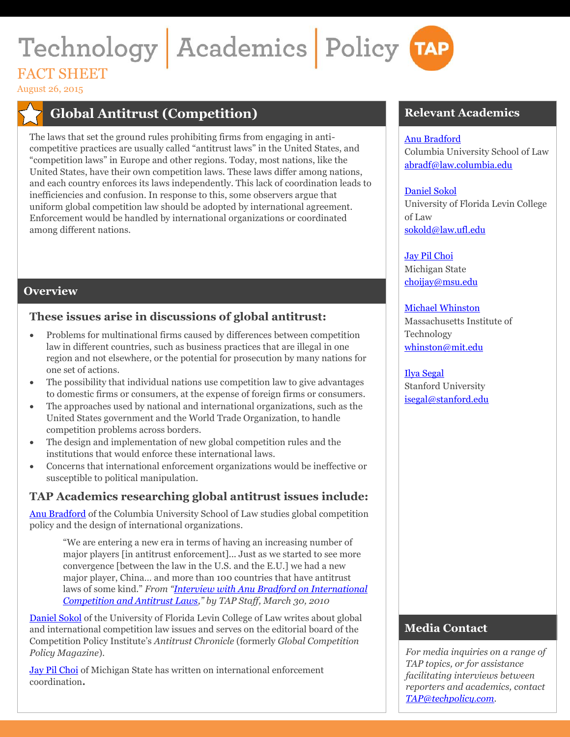# Technology | Academics | Policy TAP

FACT SHEET

August 26, 2015

## Global Antitrust (Competition)

The laws that set the ground rules prohibiting firms from engaging in anti-competitive practices are usually called "antitrust laws" in the United States, and "competition laws" in Europe and other regions. Today, most nations, like the United States, have their own competition laws. These laws differ among nations, and each country enforces its laws independently. This lack of coordination leads to inefficiencies and confusion. In response to this, some observers argue that uniform global competition law should be adopted by international agreement. Enforcement would be handled by international organizations or coordinated among different nations.

## Overview

### These issues arise in discussions of global antitrust:

- Problems for multinational firms caused by differences between competition law in different countries, such as business practices that are illegal in one region and not elsewhere, or the potential for prosecution by many nations for one set of actions.
- The possibility that individual nations use competition law to give advantages to domestic firms or consumers, at the expense of foreign firms or consumers.
- The approaches used by national and international organizations, such as the United States government and the World Trade Organization, to handle competition problems across borders.
- The design and implementation of new global competition rules and the institutions that would enforce these international laws.
- Concerns that international enforcement organizations would be ineffective or susceptible to political manipulation.

### TAP Academics researching global antitrust issues include:

Anu Bradford of the Columbia University School of Law studies global competition policy and the design of international organizations.

> "We are entering a new era in terms of having an increasing number of major players [in antitrust enforcement]... Just as we started to see more convergence [between the law in the U.S. and the E.U.] we had a new major player, China... and more than 100 countries that have antitrust laws of some kind." *From "Interview with Anu Bradford on International Competition and Antitrust Laws," by TAP Staff, March 30, 2010*

Daniel Sokol of the University of Florida Levin College of Law writes about global and international competition law issues and serves on the editorial board of the Competition Policy Institute's *Antitrust Chronicle* (formerly *Global Competition Policy Magazine*).

Jay Pil Choi of Michigan State has written on international enforcement coordination.

## Relevant Academics

Anu Bradford
Columbia University School of Law
abradf@law.columbia.edu

Daniel Sokol
University of Florida Levin College of Law
sokold@law.ufl.edu

Jay Pil Choi
Michigan State
choijay@msu.edu

Michael Whinston
Massachusetts Institute of Technology
whinston@mit.edu

Ilya Segal
Stanford University
isegal@stanford.edu

## Media Contact

*For media inquiries on a range of TAP topics, or for assistance facilitating interviews between reporters and academics, contact TAP@techpolicy.com.*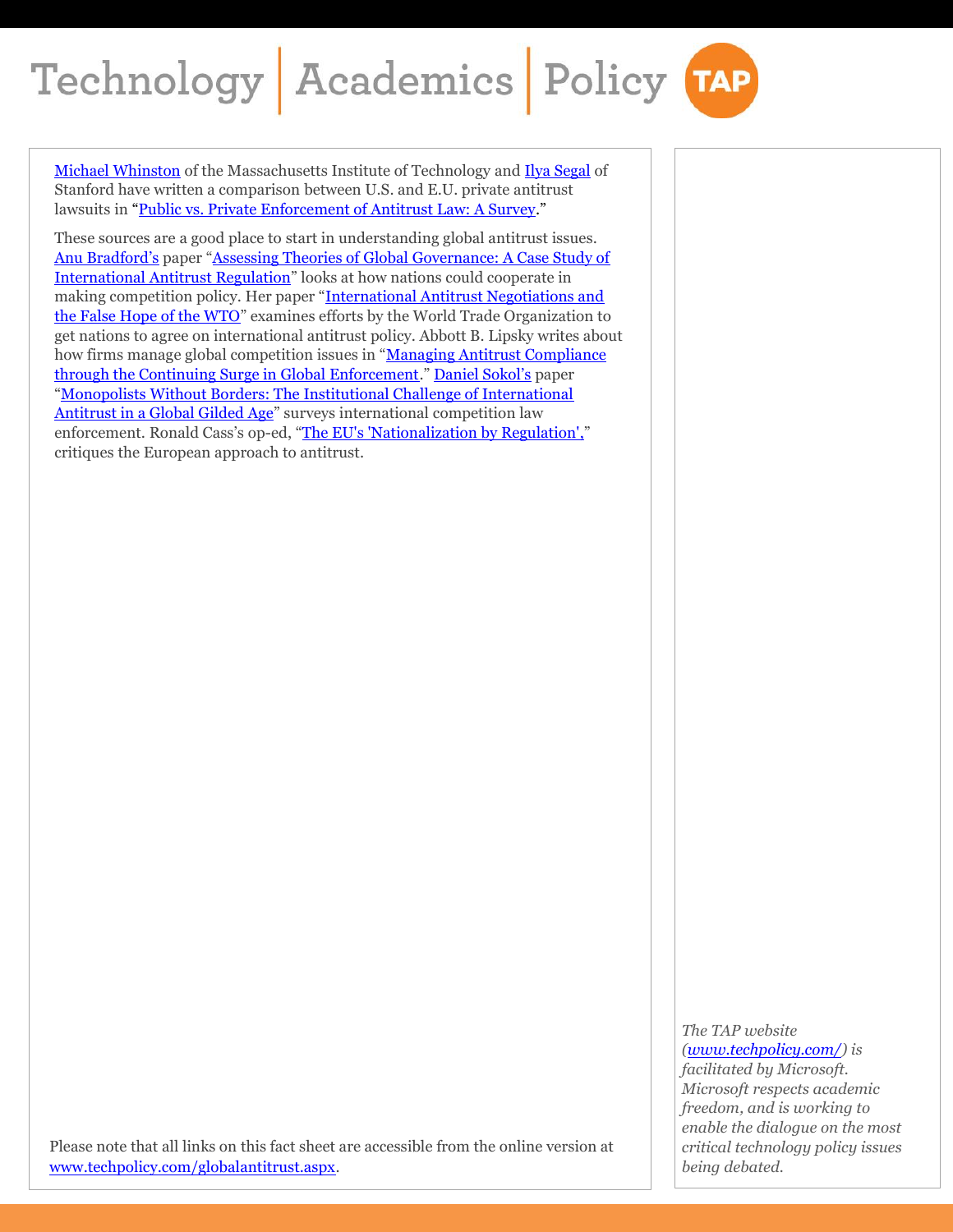Michael Whinston of the Massachusetts Institute of Technology and Ilya Segal of Stanford have written a comparison between U.S. and E.U. private antitrust lawsuits in "Public vs. Private Enforcement of Antitrust Law: A Survey."

These sources are a good place to start in understanding global antitrust issues. Anu Bradford's paper "Assessing Theories of Global Governance: A Case Study of International Antitrust Regulation" looks at how nations could cooperate in making competition policy. Her paper "International Antitrust Negotiations and the False Hope of the WTO" examines efforts by the World Trade Organization to get nations to agree on international antitrust policy. Abbott B. Lipsky writes about how firms manage global competition issues in "Managing Antitrust Compliance through the Continuing Surge in Global Enforcement." Daniel Sokol's paper "Monopolists Without Borders: The Institutional Challenge of International Antitrust in a Global Gilded Age" surveys international competition law enforcement. Ronald Cass's op-ed, "The EU's 'Nationalization by Regulation'," critiques the European approach to antitrust.

Please note that all links on this fact sheet are accessible from the online version at www.techpolicy.com/globalantitrust.aspx.

*The TAP website (www.techpolicy.com/) is facilitated by Microsoft. Microsoft respects academic freedom, and is working to enable the dialogue on the most critical technology policy issues being debated.*